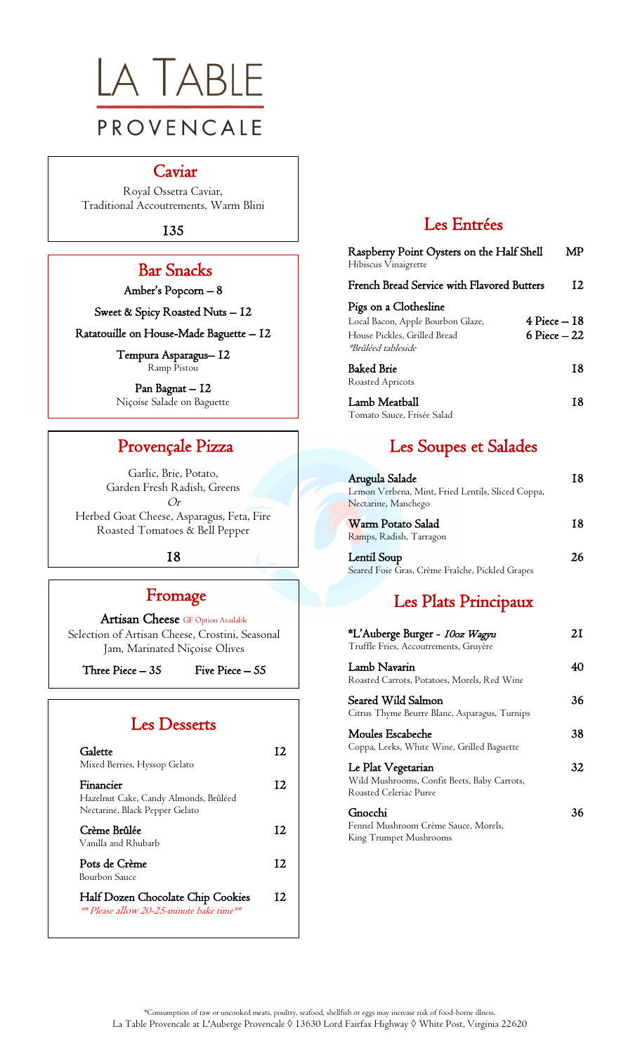# LA TABLE PROVENCALE

## Caviar

Royal Ossetra Caviar,
Traditional Accoutrements, Warm Blini

135

## Bar Snacks

Amber's Popcorn – 8

Sweet & Spicy Roasted Nuts – 12

Ratatouille on House-Made Baguette – 12

Tempura Asparagus– 12
Ramp Pistou

Pan Bagnat – 12
Niçoise Salade on Baguette

## Provençale Pizza

Garlic, Brie, Potato,
Garden Fresh Radish, Greens
*Or*
Herbed Goat Cheese, Asparagus, Feta, Fire Roasted Tomatoes & Bell Pepper

18

## Fromage

**Artisan Cheese** GF Option Available
Selection of Artisan Cheese, Crostini, Seasonal Jam, Marinated Niçoise Olives

Three Piece – 35 Five Piece – 55

## Les Desserts

**Galette** 12
Mixed Berries, Hyssop Gelato

**Financier** 12
Hazelnut Cake, Candy Almonds, Brûléed Nectarine, Black Pepper Gelato

**Crème Brûlée** 12
Vanilla and Rhubarb

**Pots de Crème** 12
Bourbon Sauce

**Half Dozen Chocolate Chip Cookies** 12
*** Please allow 20-25-minute bake time***

## Les Entrées

**Raspberry Point Oysters on the Half Shell** MP
Hibiscus Vinaigrette

**French Bread Service with Flavored Butters** 12

**Pigs on a Clothesline** 4 Piece – 18 / 6 Piece – 22
Local Bacon, Apple Bourbon Glaze, House Pickles, Grilled Bread
*Brûléed tableside*

**Baked Brie** 18
Roasted Apricots

**Lamb Meatball** 18
Tomato Sauce, Frisée Salad

## Les Soupes et Salades

**Arugula Salade** 18
Lemon Verbena, Mint, Fried Lentils, Sliced Coppa, Nectarine, Manchego

**Warm Potato Salad** 18
Ramps, Radish, Tarragon

**Lentil Soup** 26
Seared Foie Gras, Crème Fraîche, Pickled Grapes

## Les Plats Principaux

***L'Auberge Burger -** *10oz Wagyu* 21
Truffle Fries, Accoutrements, Gruyère

**Lamb Navarin** 40
Roasted Carrots, Potatoes, Morels, Red Wine

**Seared Wild Salmon** 36
Citrus Thyme Beurre Blanc, Asparagus, Turnips

**Moules Escabeche** 38
Coppa, Leeks, White Wine, Grilled Baguette

**Le Plat Vegetarian** 32
Wild Mushrooms, Confit Beets, Baby Carrots, Roasted Celeriac Puree

**Gnocchi** 36
Fennel Mushroom Crème Sauce, Morels, King Trumpet Mushrooms

*Consumption of raw or uncooked meats, poultry, seafood, shellfish or eggs may increase risk of food-borne illness.
La Table Provencale at L'Auberge Provencale ◊ 13630 Lord Fairfax Highway ◊ White Post, Virginia 22620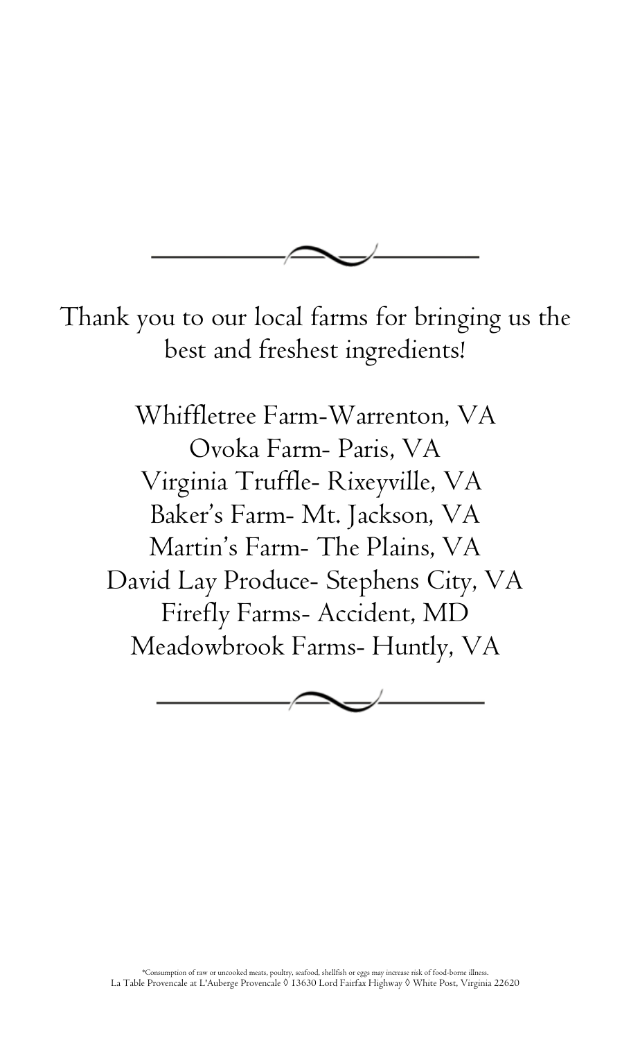Thank you to our local farms for bringing us the best and freshest ingredients!

Whiffletree Farm-Warrenton, VA
Ovoka Farm- Paris, VA
Virginia Truffle- Rixeyville, VA
Baker's Farm- Mt. Jackson, VA
Martin's Farm- The Plains, VA
David Lay Produce- Stephens City, VA
Firefly Farms- Accident, MD
Meadowbrook Farms- Huntly, VA

*Consumption of raw or uncooked meats, poultry, seafood, shellfish or eggs may increase risk of food-borne illness.
La Table Provencale at L'Auberge Provencale ◊ 13630 Lord Fairfax Highway ◊ White Post, Virginia 22620